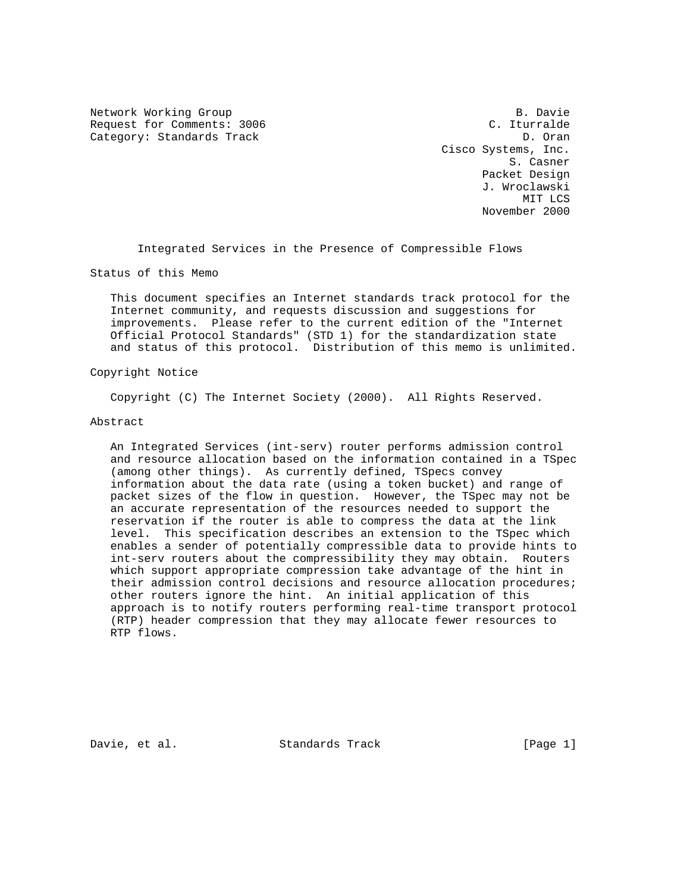Network Working Group B. Davie
Request for Comments: 3006 C. Iturralde
Category: Standards Track D. Oran
Cisco Systems, Inc.
S. Casner
Packet Design
J. Wroclawski
MIT LCS
November 2000

# Integrated Services in the Presence of Compressible Flows

## Status of this Memo

This document specifies an Internet standards track protocol for the Internet community, and requests discussion and suggestions for improvements. Please refer to the current edition of the "Internet Official Protocol Standards" (STD 1) for the standardization state and status of this protocol. Distribution of this memo is unlimited.

## Copyright Notice

Copyright (C) The Internet Society (2000). All Rights Reserved.

## Abstract

An Integrated Services (int-serv) router performs admission control and resource allocation based on the information contained in a TSpec (among other things). As currently defined, TSpecs convey information about the data rate (using a token bucket) and range of packet sizes of the flow in question. However, the TSpec may not be an accurate representation of the resources needed to support the reservation if the router is able to compress the data at the link level. This specification describes an extension to the TSpec which enables a sender of potentially compressible data to provide hints to int-serv routers about the compressibility they may obtain. Routers which support appropriate compression take advantage of the hint in their admission control decisions and resource allocation procedures; other routers ignore the hint. An initial application of this approach is to notify routers performing real-time transport protocol (RTP) header compression that they may allocate fewer resources to RTP flows.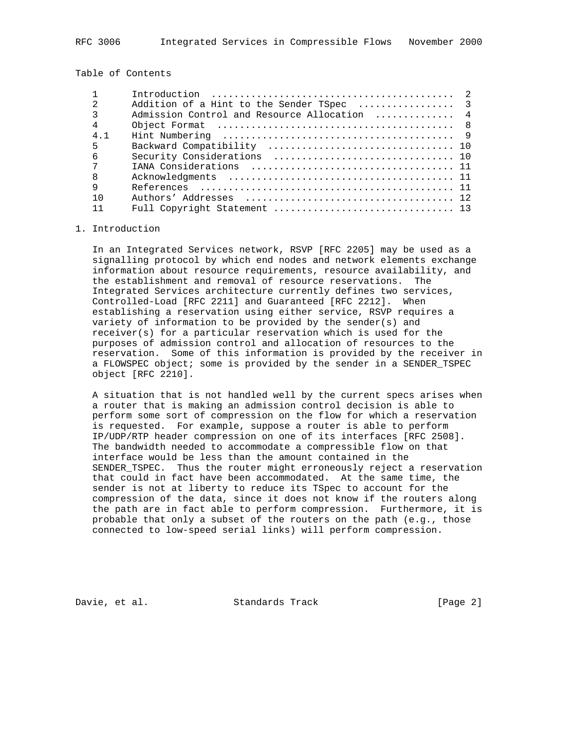Table of Contents

| | | |
|---|---|---|
| 1 | Introduction | 2 |
| 2 | Addition of a Hint to the Sender TSpec | 3 |
| 3 | Admission Control and Resource Allocation | 4 |
| 4 | Object Format | 8 |
| 4.1 | Hint Numbering | 9 |
| 5 | Backward Compatibility | 10 |
| 6 | Security Considerations | 10 |
| 7 | IANA Considerations | 11 |
| 8 | Acknowledgments | 11 |
| 9 | References | 11 |
| 10 | Authors' Addresses | 12 |
| 11 | Full Copyright Statement | 13 |

# 1. Introduction

In an Integrated Services network, RSVP [RFC 2205] may be used as a signalling protocol by which end nodes and network elements exchange information about resource requirements, resource availability, and the establishment and removal of resource reservations. The Integrated Services architecture currently defines two services, Controlled-Load [RFC 2211] and Guaranteed [RFC 2212]. When establishing a reservation using either service, RSVP requires a variety of information to be provided by the sender(s) and receiver(s) for a particular reservation which is used for the purposes of admission control and allocation of resources to the reservation. Some of this information is provided by the receiver in a FLOWSPEC object; some is provided by the sender in a SENDER_TSPEC object [RFC 2210].

A situation that is not handled well by the current specs arises when a router that is making an admission control decision is able to perform some sort of compression on the flow for which a reservation is requested. For example, suppose a router is able to perform IP/UDP/RTP header compression on one of its interfaces [RFC 2508]. The bandwidth needed to accommodate a compressible flow on that interface would be less than the amount contained in the SENDER_TSPEC. Thus the router might erroneously reject a reservation that could in fact have been accommodated. At the same time, the sender is not at liberty to reduce its TSpec to account for the compression of the data, since it does not know if the routers along the path are in fact able to perform compression. Furthermore, it is probable that only a subset of the routers on the path (e.g., those connected to low-speed serial links) will perform compression.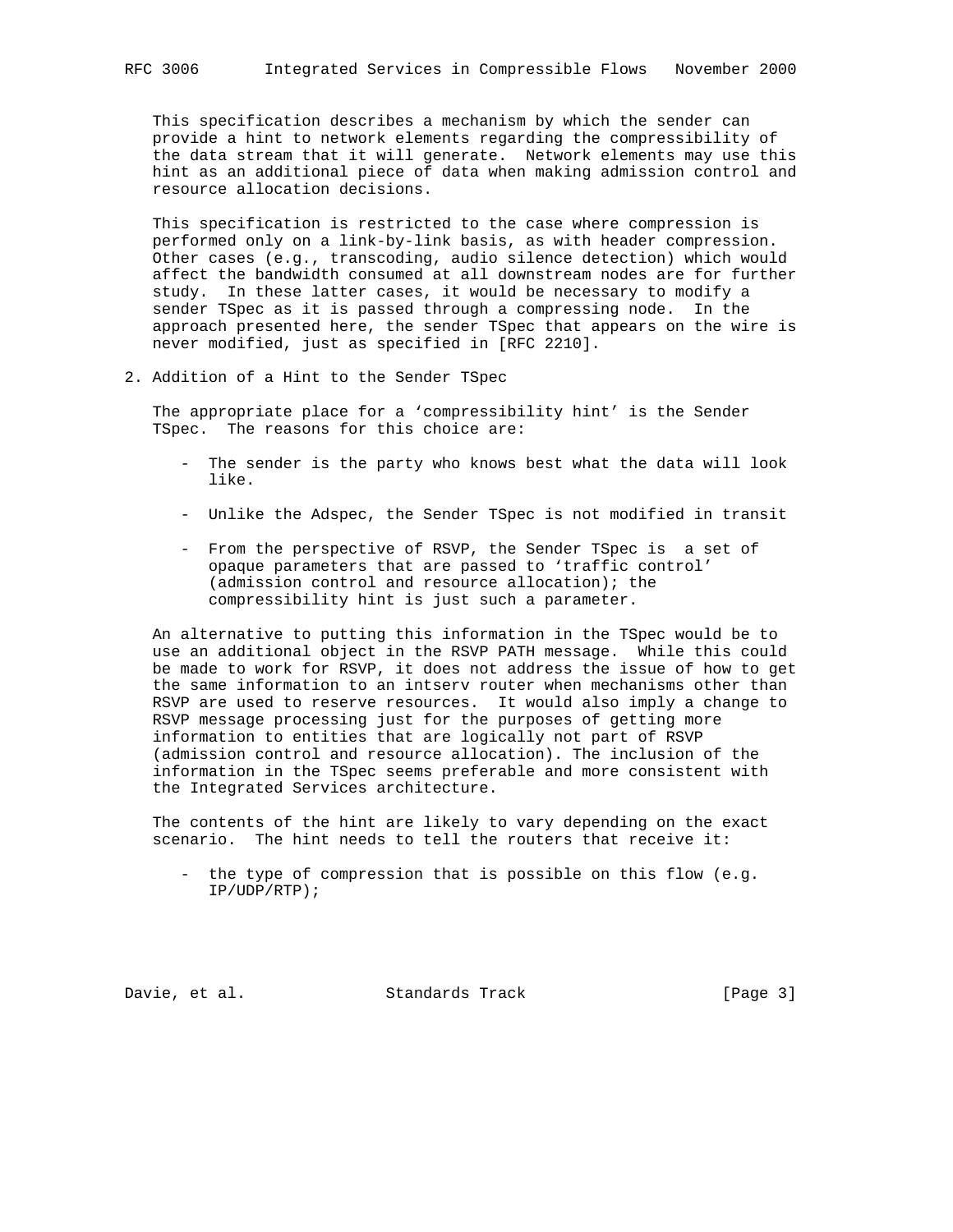This specification describes a mechanism by which the sender can provide a hint to network elements regarding the compressibility of the data stream that it will generate. Network elements may use this hint as an additional piece of data when making admission control and resource allocation decisions.

This specification is restricted to the case where compression is performed only on a link-by-link basis, as with header compression. Other cases (e.g., transcoding, audio silence detection) which would affect the bandwidth consumed at all downstream nodes are for further study. In these latter cases, it would be necessary to modify a sender TSpec as it is passed through a compressing node. In the approach presented here, the sender TSpec that appears on the wire is never modified, just as specified in [RFC 2210].

## 2. Addition of a Hint to the Sender TSpec

The appropriate place for a ‘compressibility hint’ is the Sender TSpec. The reasons for this choice are:

- The sender is the party who knows best what the data will look like.
- Unlike the Adspec, the Sender TSpec is not modified in transit
- From the perspective of RSVP, the Sender TSpec is a set of opaque parameters that are passed to ‘traffic control’ (admission control and resource allocation); the compressibility hint is just such a parameter.

An alternative to putting this information in the TSpec would be to use an additional object in the RSVP PATH message. While this could be made to work for RSVP, it does not address the issue of how to get the same information to an intserv router when mechanisms other than RSVP are used to reserve resources. It would also imply a change to RSVP message processing just for the purposes of getting more information to entities that are logically not part of RSVP (admission control and resource allocation). The inclusion of the information in the TSpec seems preferable and more consistent with the Integrated Services architecture.

The contents of the hint are likely to vary depending on the exact scenario. The hint needs to tell the routers that receive it:

- the type of compression that is possible on this flow (e.g. IP/UDP/RTP);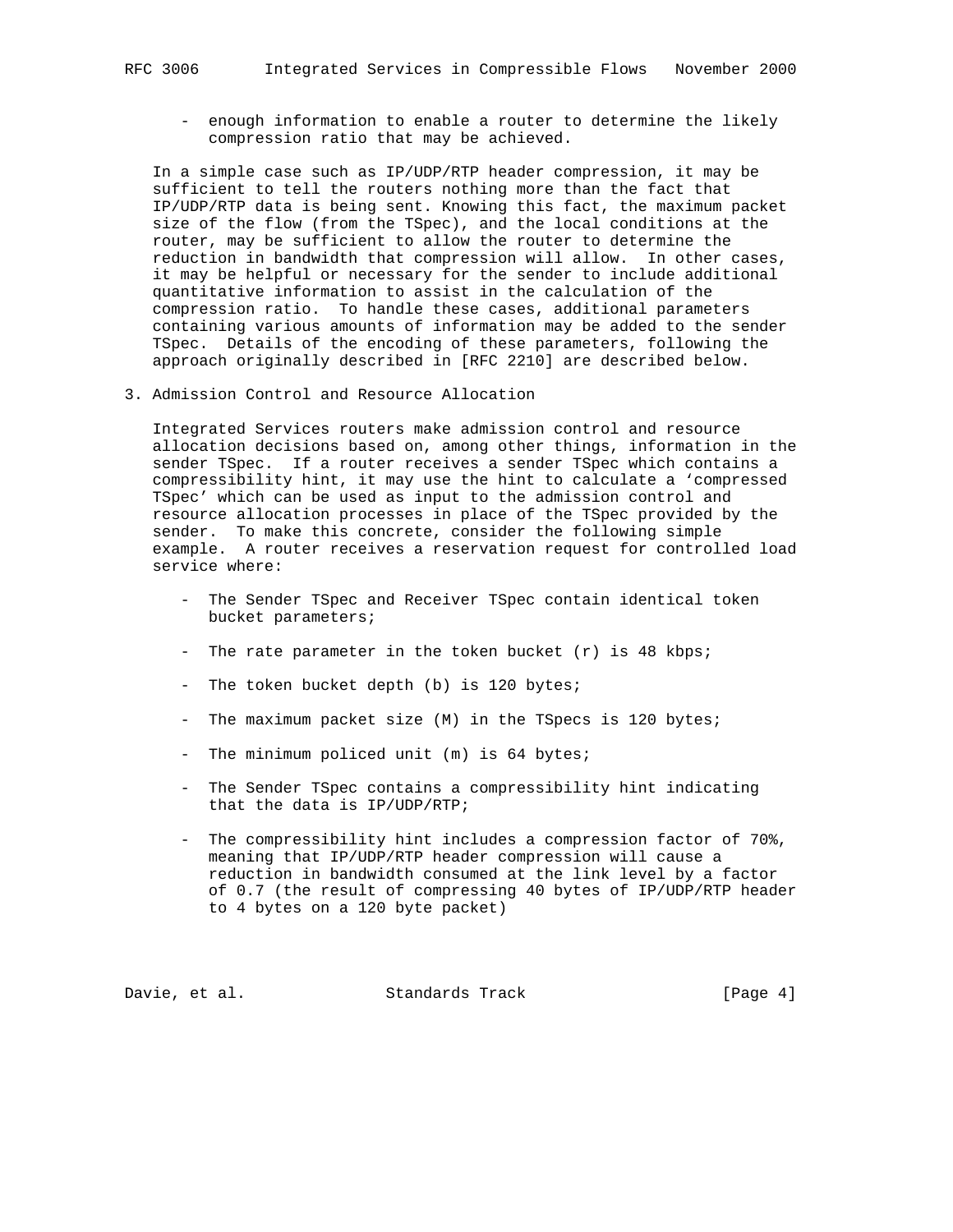- enough information to enable a router to determine the likely compression ratio that may be achieved.

In a simple case such as IP/UDP/RTP header compression, it may be sufficient to tell the routers nothing more than the fact that IP/UDP/RTP data is being sent. Knowing this fact, the maximum packet size of the flow (from the TSpec), and the local conditions at the router, may be sufficient to allow the router to determine the reduction in bandwidth that compression will allow. In other cases, it may be helpful or necessary for the sender to include additional quantitative information to assist in the calculation of the compression ratio. To handle these cases, additional parameters containing various amounts of information may be added to the sender TSpec. Details of the encoding of these parameters, following the approach originally described in [RFC 2210] are described below.

## 3. Admission Control and Resource Allocation

Integrated Services routers make admission control and resource allocation decisions based on, among other things, information in the sender TSpec. If a router receives a sender TSpec which contains a compressibility hint, it may use the hint to calculate a 'compressed TSpec' which can be used as input to the admission control and resource allocation processes in place of the TSpec provided by the sender. To make this concrete, consider the following simple example. A router receives a reservation request for controlled load service where:

- The Sender TSpec and Receiver TSpec contain identical token bucket parameters;
- The rate parameter in the token bucket (r) is 48 kbps;
- The token bucket depth (b) is 120 bytes;
- The maximum packet size (M) in the TSpecs is 120 bytes;
- The minimum policed unit (m) is 64 bytes;
- The Sender TSpec contains a compressibility hint indicating that the data is IP/UDP/RTP;
- The compressibility hint includes a compression factor of 70%, meaning that IP/UDP/RTP header compression will cause a reduction in bandwidth consumed at the link level by a factor of 0.7 (the result of compressing 40 bytes of IP/UDP/RTP header to 4 bytes on a 120 byte packet)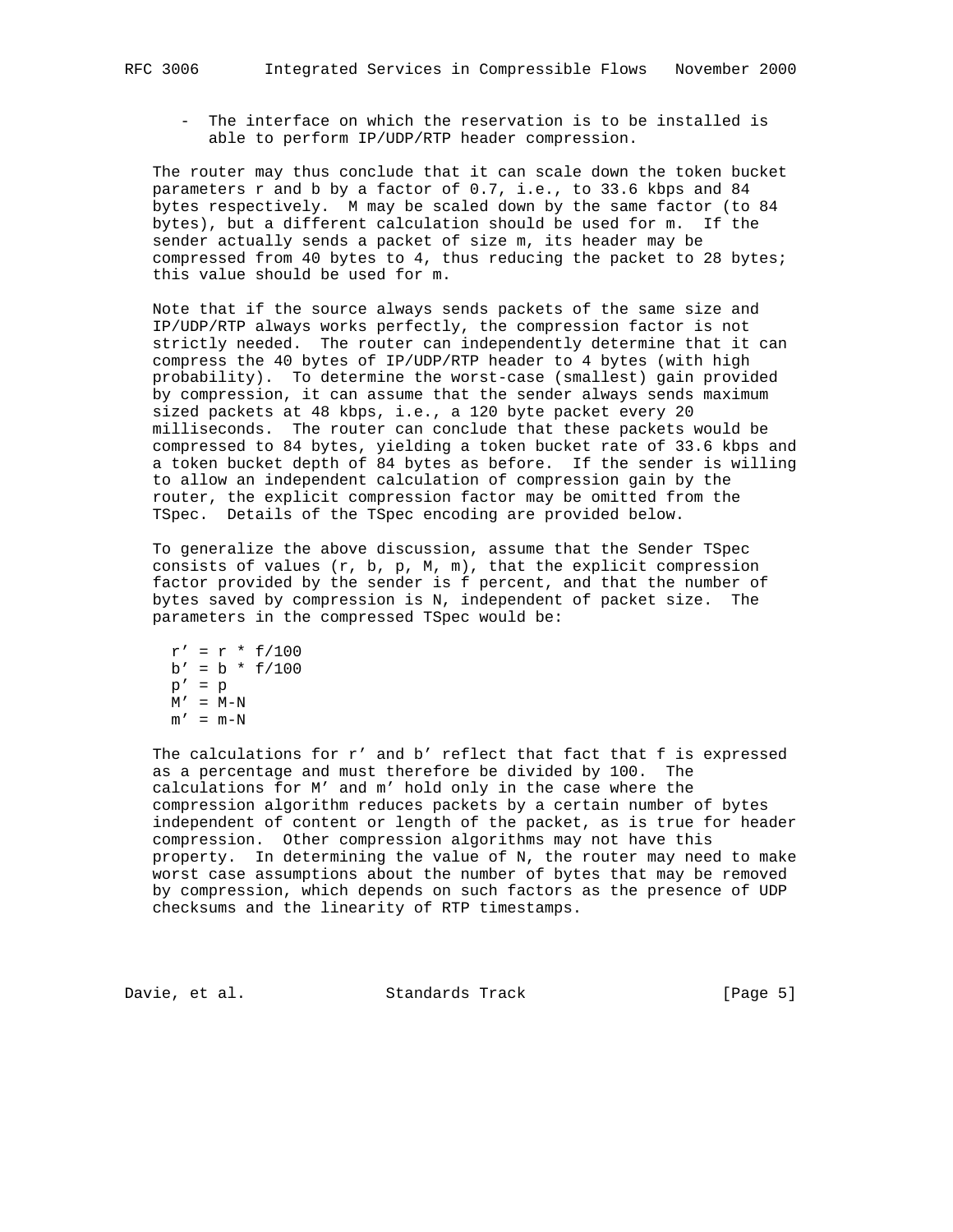- The interface on which the reservation is to be installed is able to perform IP/UDP/RTP header compression.

The router may thus conclude that it can scale down the token bucket parameters r and b by a factor of 0.7, i.e., to 33.6 kbps and 84 bytes respectively. M may be scaled down by the same factor (to 84 bytes), but a different calculation should be used for m. If the sender actually sends a packet of size m, its header may be compressed from 40 bytes to 4, thus reducing the packet to 28 bytes; this value should be used for m.

Note that if the source always sends packets of the same size and IP/UDP/RTP always works perfectly, the compression factor is not strictly needed. The router can independently determine that it can compress the 40 bytes of IP/UDP/RTP header to 4 bytes (with high probability). To determine the worst-case (smallest) gain provided by compression, it can assume that the sender always sends maximum sized packets at 48 kbps, i.e., a 120 byte packet every 20 milliseconds. The router can conclude that these packets would be compressed to 84 bytes, yielding a token bucket rate of 33.6 kbps and a token bucket depth of 84 bytes as before. If the sender is willing to allow an independent calculation of compression gain by the router, the explicit compression factor may be omitted from the TSpec. Details of the TSpec encoding are provided below.

To generalize the above discussion, assume that the Sender TSpec consists of values (r, b, p, M, m), that the explicit compression factor provided by the sender is f percent, and that the number of bytes saved by compression is N, independent of packet size. The parameters in the compressed TSpec would be:

$$
\begin{aligned}
r' &= r * f/100 \\
b' &= b * f/100 \\
p' &= p \\
M' &= M-N \\
m' &= m-N
\end{aligned}
$$

The calculations for r' and b' reflect that fact that f is expressed as a percentage and must therefore be divided by 100. The calculations for M' and m' hold only in the case where the compression algorithm reduces packets by a certain number of bytes independent of content or length of the packet, as is true for header compression. Other compression algorithms may not have this property. In determining the value of N, the router may need to make worst case assumptions about the number of bytes that may be removed by compression, which depends on such factors as the presence of UDP checksums and the linearity of RTP timestamps.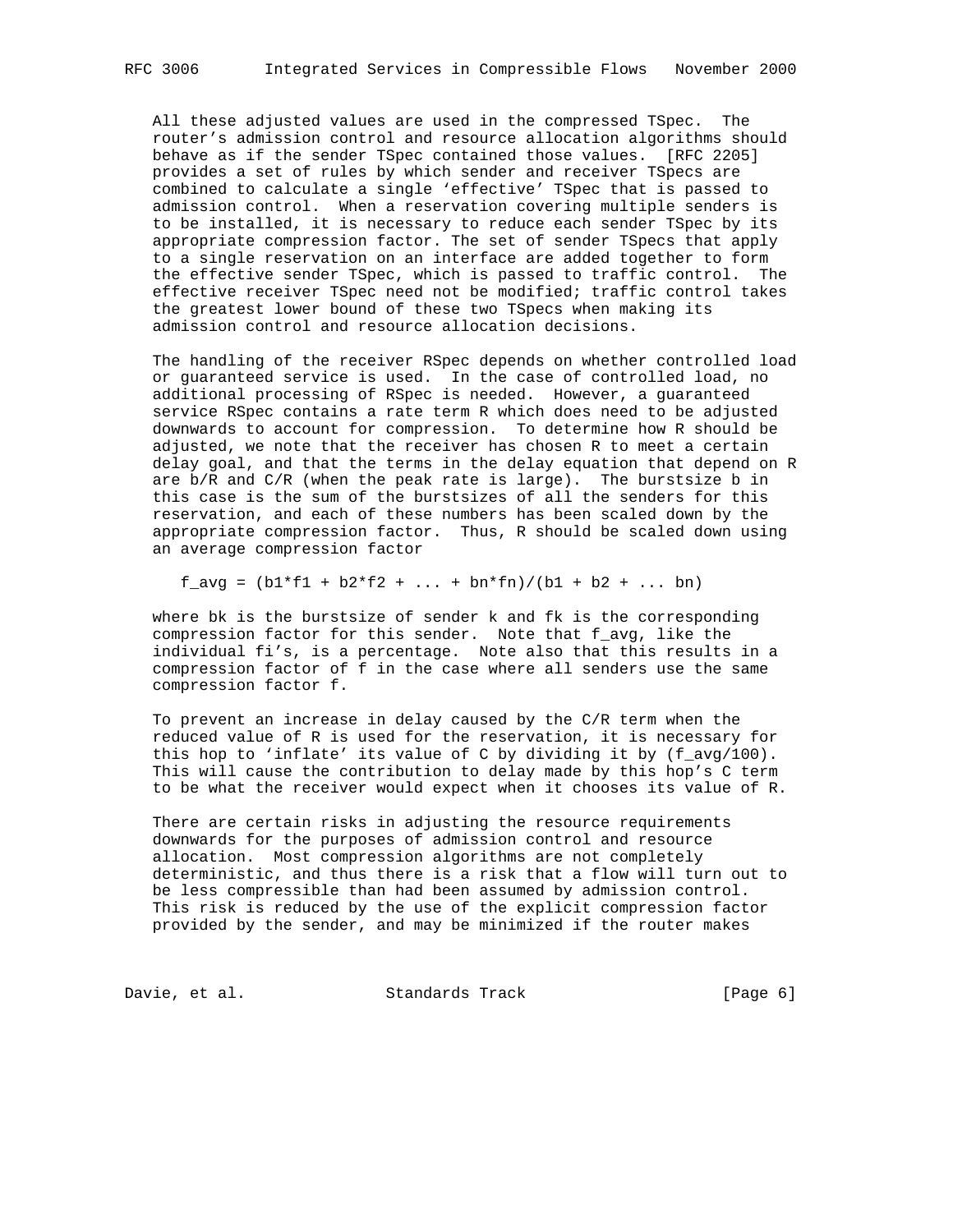All these adjusted values are used in the compressed TSpec. The router's admission control and resource allocation algorithms should behave as if the sender TSpec contained those values. [RFC 2205] provides a set of rules by which sender and receiver TSpecs are combined to calculate a single 'effective' TSpec that is passed to admission control. When a reservation covering multiple senders is to be installed, it is necessary to reduce each sender TSpec by its appropriate compression factor. The set of sender TSpecs that apply to a single reservation on an interface are added together to form the effective sender TSpec, which is passed to traffic control. The effective receiver TSpec need not be modified; traffic control takes the greatest lower bound of these two TSpecs when making its admission control and resource allocation decisions.

The handling of the receiver RSpec depends on whether controlled load or guaranteed service is used. In the case of controlled load, no additional processing of RSpec is needed. However, a guaranteed service RSpec contains a rate term R which does need to be adjusted downwards to account for compression. To determine how R should be adjusted, we note that the receiver has chosen R to meet a certain delay goal, and that the terms in the delay equation that depend on R are b/R and C/R (when the peak rate is large). The burstsize b in this case is the sum of the burstsizes of all the senders for this reservation, and each of these numbers has been scaled down by the appropriate compression factor. Thus, R should be scaled down using an average compression factor

```
f_avg = (b1*f1 + b2*f2 + ... + bn*fn)/(b1 + b2 + ... bn)
```

where bk is the burstsize of sender k and fk is the corresponding compression factor for this sender. Note that f_avg, like the individual fi's, is a percentage. Note also that this results in a compression factor of f in the case where all senders use the same compression factor f.

To prevent an increase in delay caused by the C/R term when the reduced value of R is used for the reservation, it is necessary for this hop to 'inflate' its value of C by dividing it by (f_avg/100). This will cause the contribution to delay made by this hop's C term to be what the receiver would expect when it chooses its value of R.

There are certain risks in adjusting the resource requirements downwards for the purposes of admission control and resource allocation. Most compression algorithms are not completely deterministic, and thus there is a risk that a flow will turn out to be less compressible than had been assumed by admission control. This risk is reduced by the use of the explicit compression factor provided by the sender, and may be minimized if the router makes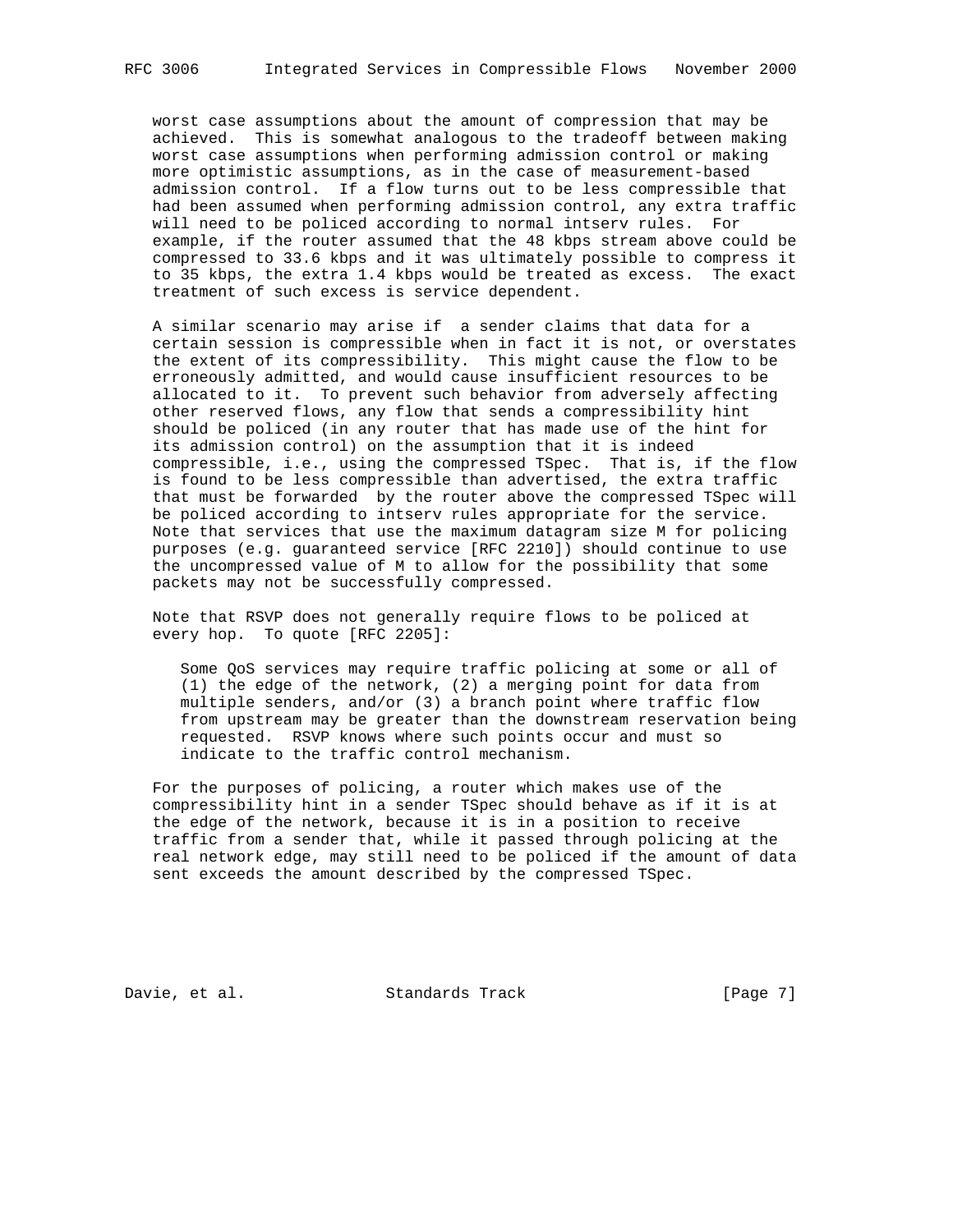worst case assumptions about the amount of compression that may be achieved. This is somewhat analogous to the tradeoff between making worst case assumptions when performing admission control or making more optimistic assumptions, as in the case of measurement-based admission control. If a flow turns out to be less compressible that had been assumed when performing admission control, any extra traffic will need to be policed according to normal intserv rules. For example, if the router assumed that the 48 kbps stream above could be compressed to 33.6 kbps and it was ultimately possible to compress it to 35 kbps, the extra 1.4 kbps would be treated as excess. The exact treatment of such excess is service dependent.

A similar scenario may arise if a sender claims that data for a certain session is compressible when in fact it is not, or overstates the extent of its compressibility. This might cause the flow to be erroneously admitted, and would cause insufficient resources to be allocated to it. To prevent such behavior from adversely affecting other reserved flows, any flow that sends a compressibility hint should be policed (in any router that has made use of the hint for its admission control) on the assumption that it is indeed compressible, i.e., using the compressed TSpec. That is, if the flow is found to be less compressible than advertised, the extra traffic that must be forwarded by the router above the compressed TSpec will be policed according to intserv rules appropriate for the service. Note that services that use the maximum datagram size M for policing purposes (e.g. guaranteed service [RFC 2210]) should continue to use the uncompressed value of M to allow for the possibility that some packets may not be successfully compressed.

Note that RSVP does not generally require flows to be policed at every hop. To quote [RFC 2205]:

> Some QoS services may require traffic policing at some or all of (1) the edge of the network, (2) a merging point for data from multiple senders, and/or (3) a branch point where traffic flow from upstream may be greater than the downstream reservation being requested. RSVP knows where such points occur and must so indicate to the traffic control mechanism.

For the purposes of policing, a router which makes use of the compressibility hint in a sender TSpec should behave as if it is at the edge of the network, because it is in a position to receive traffic from a sender that, while it passed through policing at the real network edge, may still need to be policed if the amount of data sent exceeds the amount described by the compressed TSpec.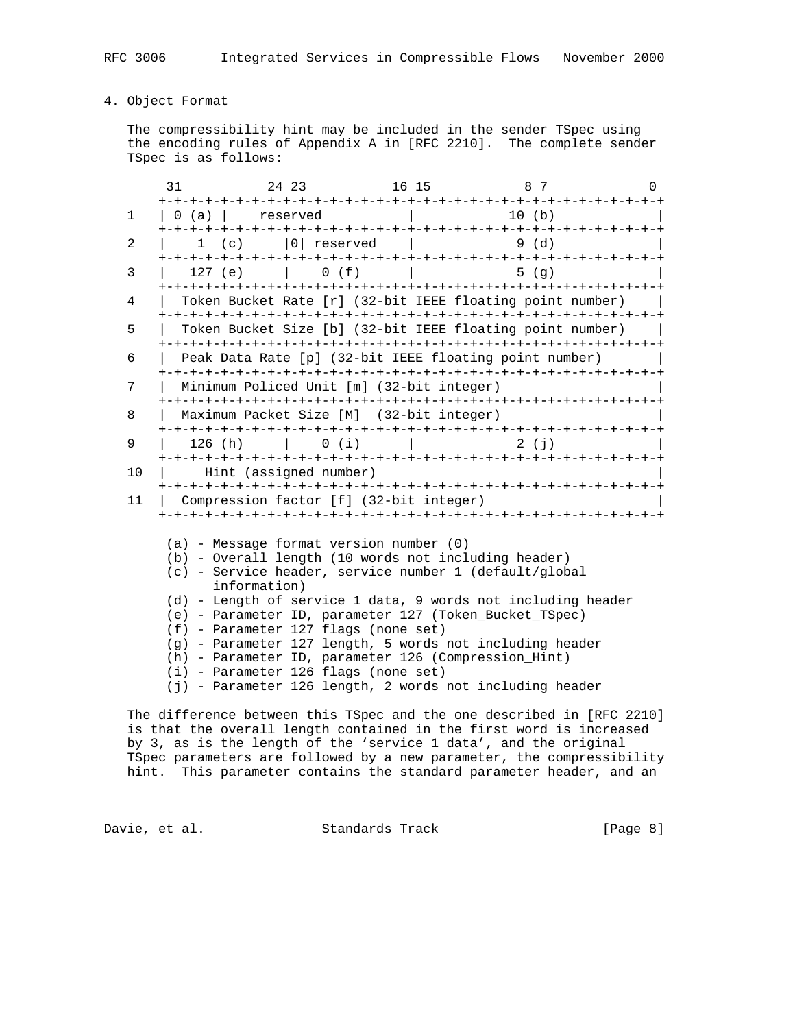## 4. Object Format

The compressibility hint may be included in the sender TSpec using the encoding rules of Appendix A in [RFC 2210]. The complete sender TSpec is as follows:

```
        31           24 23           16 15            8 7             0
       +-+-+-+-+-+-+-+-+-+-+-+-+-+-+-+-+-+-+-+-+-+-+-+-+-+-+-+-+-+-+-+-+
    1  | 0 (a) |    reserved           |             10 (b)            |
       +-+-+-+-+-+-+-+-+-+-+-+-+-+-+-+-+-+-+-+-+-+-+-+-+-+-+-+-+-+-+-+-+
    2  |    1  (c)     |0| reserved    |             9 (d)             |
       +-+-+-+-+-+-+-+-+-+-+-+-+-+-+-+-+-+-+-+-+-+-+-+-+-+-+-+-+-+-+-+-+
    3  |   127 (e)     |    0 (f)      |             5 (g)             |
       +-+-+-+-+-+-+-+-+-+-+-+-+-+-+-+-+-+-+-+-+-+-+-+-+-+-+-+-+-+-+-+-+
    4  |  Token Bucket Rate [r] (32-bit IEEE floating point number)    |
       +-+-+-+-+-+-+-+-+-+-+-+-+-+-+-+-+-+-+-+-+-+-+-+-+-+-+-+-+-+-+-+-+
    5  |  Token Bucket Size [b] (32-bit IEEE floating point number)    |
       +-+-+-+-+-+-+-+-+-+-+-+-+-+-+-+-+-+-+-+-+-+-+-+-+-+-+-+-+-+-+-+-+
    6  |  Peak Data Rate [p] (32-bit IEEE floating point number)       |
       +-+-+-+-+-+-+-+-+-+-+-+-+-+-+-+-+-+-+-+-+-+-+-+-+-+-+-+-+-+-+-+-+
    7  |  Minimum Policed Unit [m] (32-bit integer)                    |
       +-+-+-+-+-+-+-+-+-+-+-+-+-+-+-+-+-+-+-+-+-+-+-+-+-+-+-+-+-+-+-+-+
    8  |  Maximum Packet Size [M]  (32-bit integer)                    |
       +-+-+-+-+-+-+-+-+-+-+-+-+-+-+-+-+-+-+-+-+-+-+-+-+-+-+-+-+-+-+-+-+
    9  |   126 (h)     |    0 (i)      |             2 (j)             |
       +-+-+-+-+-+-+-+-+-+-+-+-+-+-+-+-+-+-+-+-+-+-+-+-+-+-+-+-+-+-+-+-+
    10 |     Hint (assigned number)                                    |
       +-+-+-+-+-+-+-+-+-+-+-+-+-+-+-+-+-+-+-+-+-+-+-+-+-+-+-+-+-+-+-+-+
    11 |  Compression factor [f] (32-bit integer)                      |
       +-+-+-+-+-+-+-+-+-+-+-+-+-+-+-+-+-+-+-+-+-+-+-+-+-+-+-+-+-+-+-+-+
```

- (a) - Message format version number (0)
- (b) - Overall length (10 words not including header)
- (c) - Service header, service number 1 (default/global information)
- (d) - Length of service 1 data, 9 words not including header
- (e) - Parameter ID, parameter 127 (Token_Bucket_TSpec)
- (f) - Parameter 127 flags (none set)
- (g) - Parameter 127 length, 5 words not including header
- (h) - Parameter ID, parameter 126 (Compression_Hint)
- (i) - Parameter 126 flags (none set)
- (j) - Parameter 126 length, 2 words not including header

The difference between this TSpec and the one described in [RFC 2210] is that the overall length contained in the first word is increased by 3, as is the length of the 'service 1 data', and the original TSpec parameters are followed by a new parameter, the compressibility hint. This parameter contains the standard parameter header, and an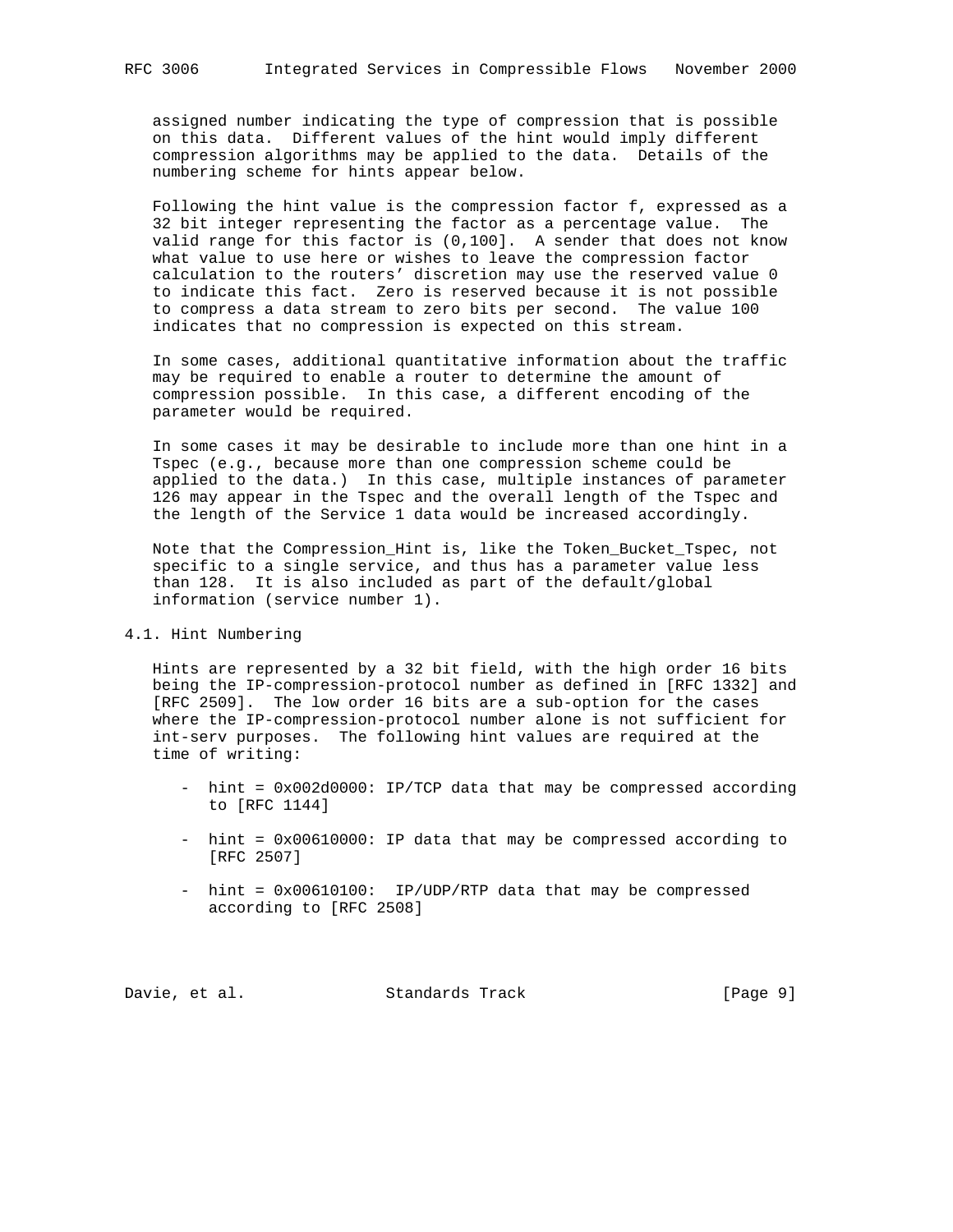assigned number indicating the type of compression that is possible on this data. Different values of the hint would imply different compression algorithms may be applied to the data. Details of the numbering scheme for hints appear below.

Following the hint value is the compression factor f, expressed as a 32 bit integer representing the factor as a percentage value. The valid range for this factor is (0,100]. A sender that does not know what value to use here or wishes to leave the compression factor calculation to the routers' discretion may use the reserved value 0 to indicate this fact. Zero is reserved because it is not possible to compress a data stream to zero bits per second. The value 100 indicates that no compression is expected on this stream.

In some cases, additional quantitative information about the traffic may be required to enable a router to determine the amount of compression possible. In this case, a different encoding of the parameter would be required.

In some cases it may be desirable to include more than one hint in a Tspec (e.g., because more than one compression scheme could be applied to the data.) In this case, multiple instances of parameter 126 may appear in the Tspec and the overall length of the Tspec and the length of the Service 1 data would be increased accordingly.

Note that the Compression_Hint is, like the Token_Bucket_Tspec, not specific to a single service, and thus has a parameter value less than 128. It is also included as part of the default/global information (service number 1).

## 4.1. Hint Numbering

Hints are represented by a 32 bit field, with the high order 16 bits being the IP-compression-protocol number as defined in [RFC 1332] and [RFC 2509]. The low order 16 bits are a sub-option for the cases where the IP-compression-protocol number alone is not sufficient for int-serv purposes. The following hint values are required at the time of writing:

- hint = 0x002d0000: IP/TCP data that may be compressed according to [RFC 1144]
- hint = 0x00610000: IP data that may be compressed according to [RFC 2507]
- hint = 0x00610100: IP/UDP/RTP data that may be compressed according to [RFC 2508]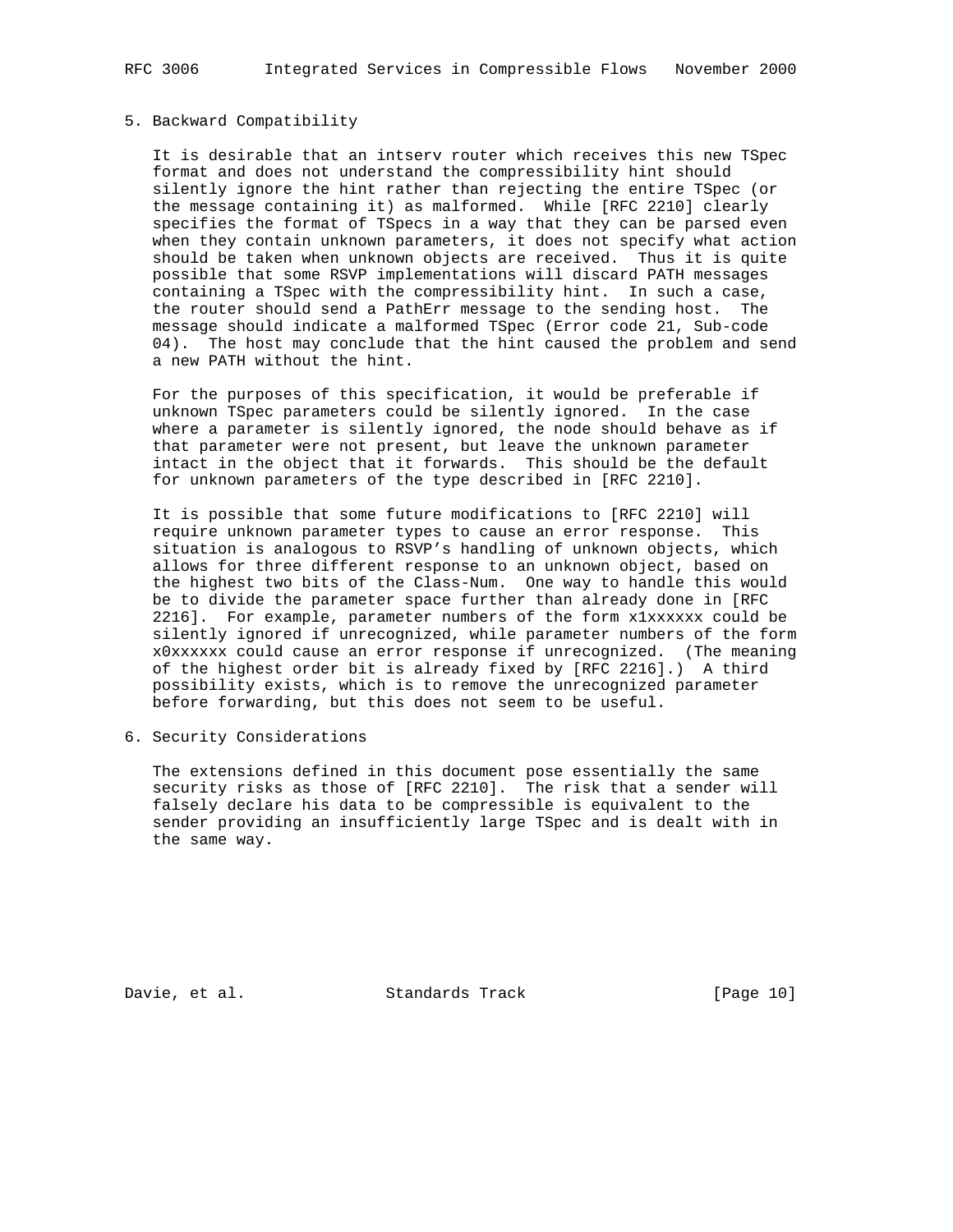## 5. Backward Compatibility

It is desirable that an intserv router which receives this new TSpec format and does not understand the compressibility hint should silently ignore the hint rather than rejecting the entire TSpec (or the message containing it) as malformed. While [RFC 2210] clearly specifies the format of TSpecs in a way that they can be parsed even when they contain unknown parameters, it does not specify what action should be taken when unknown objects are received. Thus it is quite possible that some RSVP implementations will discard PATH messages containing a TSpec with the compressibility hint. In such a case, the router should send a PathErr message to the sending host. The message should indicate a malformed TSpec (Error code 21, Sub-code 04). The host may conclude that the hint caused the problem and send a new PATH without the hint.

For the purposes of this specification, it would be preferable if unknown TSpec parameters could be silently ignored. In the case where a parameter is silently ignored, the node should behave as if that parameter were not present, but leave the unknown parameter intact in the object that it forwards. This should be the default for unknown parameters of the type described in [RFC 2210].

It is possible that some future modifications to [RFC 2210] will require unknown parameter types to cause an error response. This situation is analogous to RSVP's handling of unknown objects, which allows for three different response to an unknown object, based on the highest two bits of the Class-Num. One way to handle this would be to divide the parameter space further than already done in [RFC 2216]. For example, parameter numbers of the form x1xxxxxx could be silently ignored if unrecognized, while parameter numbers of the form x0xxxxxx could cause an error response if unrecognized. (The meaning of the highest order bit is already fixed by [RFC 2216].) A third possibility exists, which is to remove the unrecognized parameter before forwarding, but this does not seem to be useful.

## 6. Security Considerations

The extensions defined in this document pose essentially the same security risks as those of [RFC 2210]. The risk that a sender will falsely declare his data to be compressible is equivalent to the sender providing an insufficiently large TSpec and is dealt with in the same way.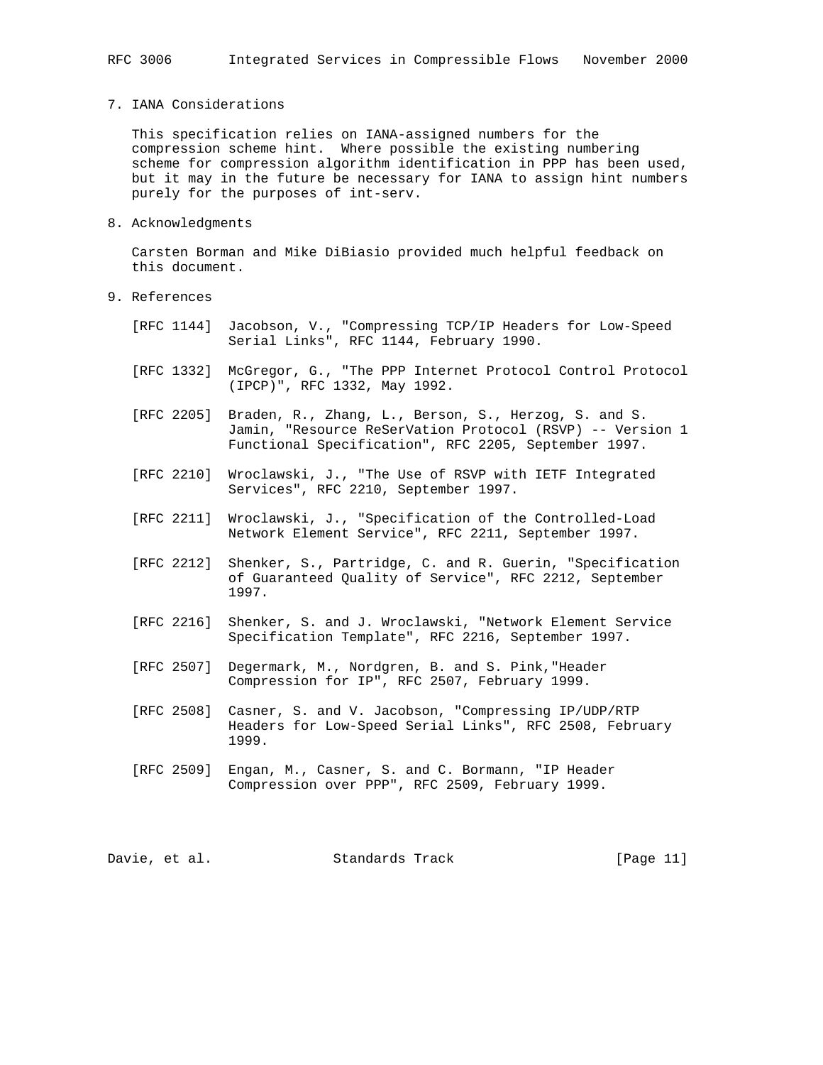## 7. IANA Considerations

This specification relies on IANA-assigned numbers for the compression scheme hint. Where possible the existing numbering scheme for compression algorithm identification in PPP has been used, but it may in the future be necessary for IANA to assign hint numbers purely for the purposes of int-serv.

## 8. Acknowledgments

Carsten Borman and Mike DiBiasio provided much helpful feedback on this document.

## 9. References

[RFC 1144] Jacobson, V., "Compressing TCP/IP Headers for Low-Speed Serial Links", RFC 1144, February 1990.

[RFC 1332] McGregor, G., "The PPP Internet Protocol Control Protocol (IPCP)", RFC 1332, May 1992.

[RFC 2205] Braden, R., Zhang, L., Berson, S., Herzog, S. and S. Jamin, "Resource ReSerVation Protocol (RSVP) -- Version 1 Functional Specification", RFC 2205, September 1997.

[RFC 2210] Wroclawski, J., "The Use of RSVP with IETF Integrated Services", RFC 2210, September 1997.

[RFC 2211] Wroclawski, J., "Specification of the Controlled-Load Network Element Service", RFC 2211, September 1997.

[RFC 2212] Shenker, S., Partridge, C. and R. Guerin, "Specification of Guaranteed Quality of Service", RFC 2212, September 1997.

[RFC 2216] Shenker, S. and J. Wroclawski, "Network Element Service Specification Template", RFC 2216, September 1997.

[RFC 2507] Degermark, M., Nordgren, B. and S. Pink,"Header Compression for IP", RFC 2507, February 1999.

[RFC 2508] Casner, S. and V. Jacobson, "Compressing IP/UDP/RTP Headers for Low-Speed Serial Links", RFC 2508, February 1999.

[RFC 2509] Engan, M., Casner, S. and C. Bormann, "IP Header Compression over PPP", RFC 2509, February 1999.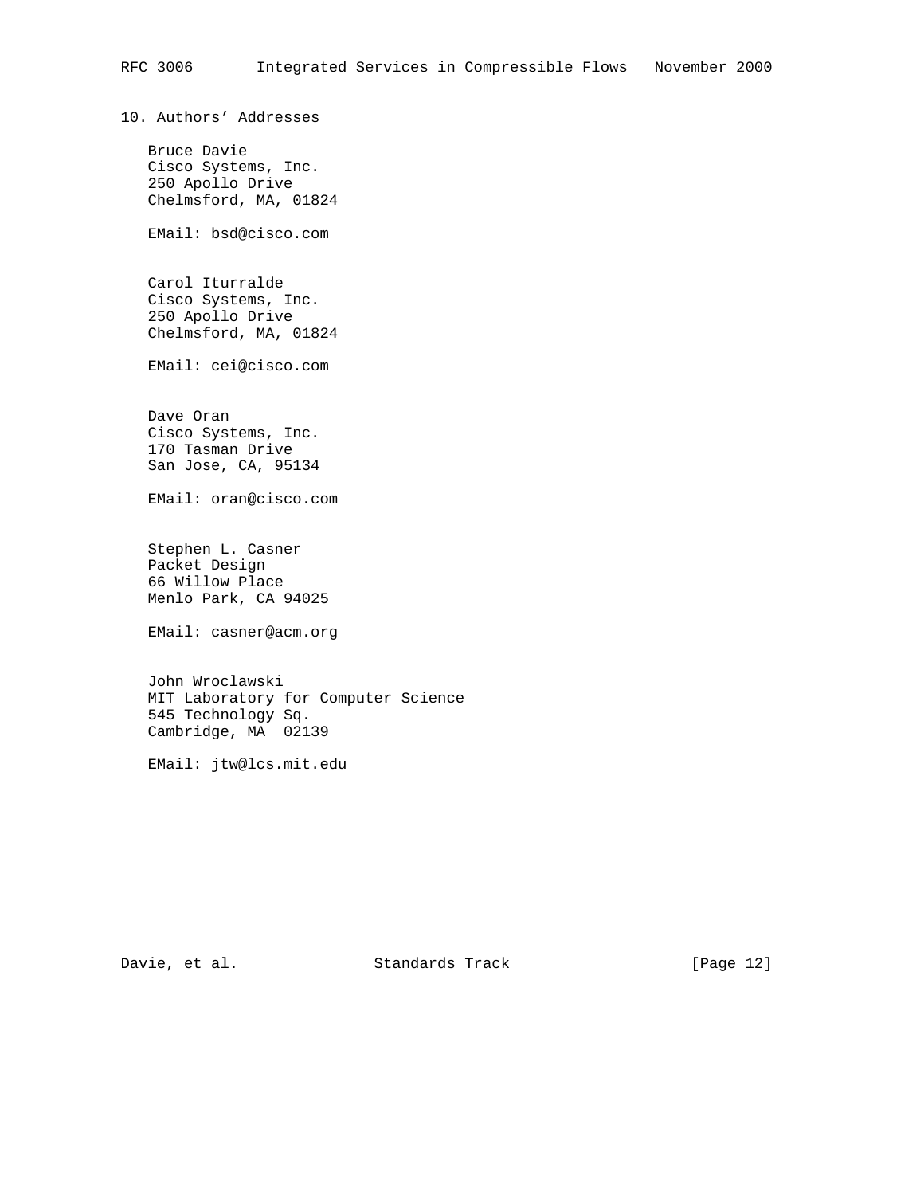## 10. Authors' Addresses

Bruce Davie
Cisco Systems, Inc.
250 Apollo Drive
Chelmsford, MA, 01824

EMail: bsd@cisco.com

Carol Iturralde
Cisco Systems, Inc.
250 Apollo Drive
Chelmsford, MA, 01824

EMail: cei@cisco.com

Dave Oran
Cisco Systems, Inc.
170 Tasman Drive
San Jose, CA, 95134

EMail: oran@cisco.com

Stephen L. Casner
Packet Design
66 Willow Place
Menlo Park, CA 94025

EMail: casner@acm.org

John Wroclawski
MIT Laboratory for Computer Science
545 Technology Sq.
Cambridge, MA  02139

EMail: jtw@lcs.mit.edu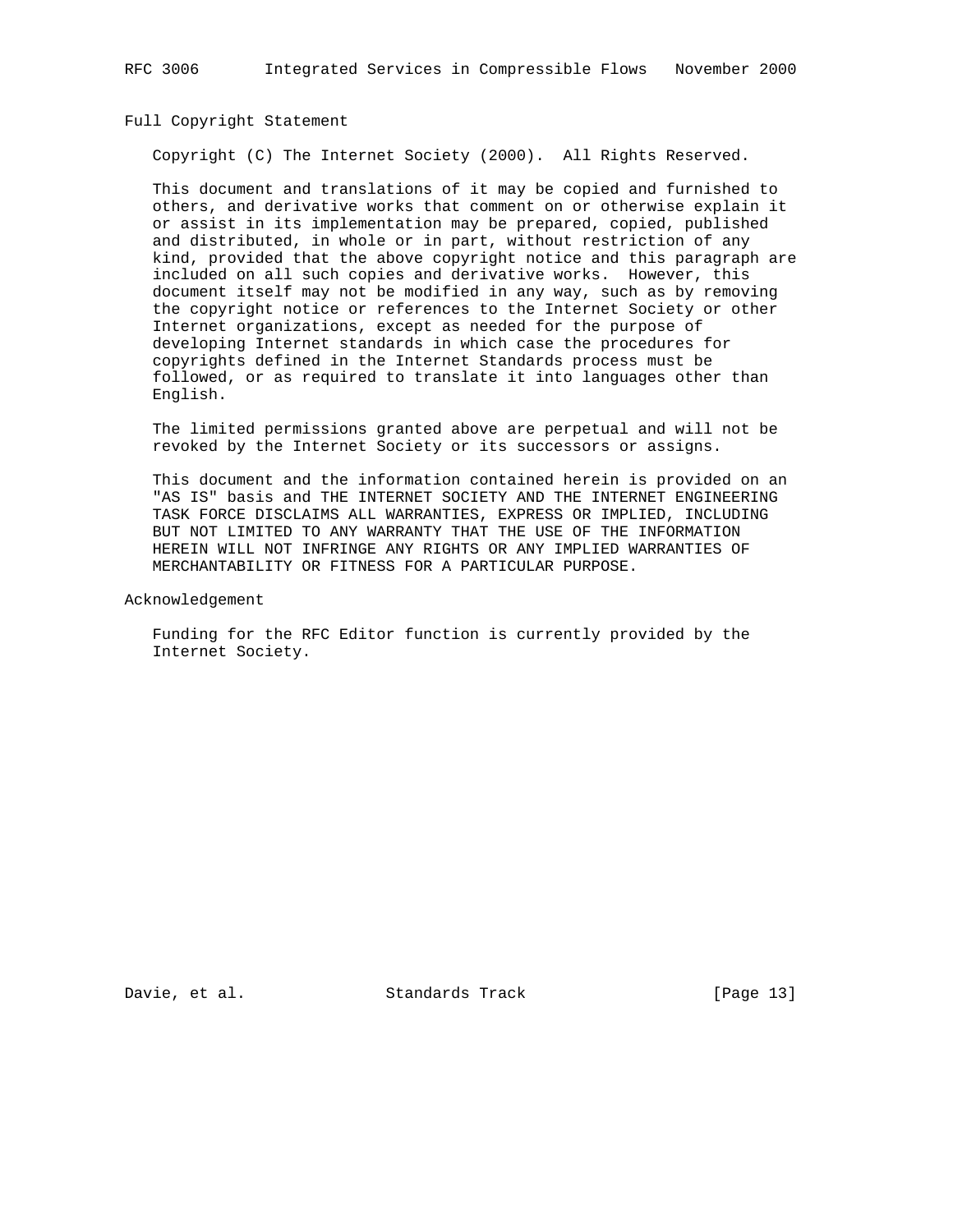## Full Copyright Statement

Copyright (C) The Internet Society (2000). All Rights Reserved.

This document and translations of it may be copied and furnished to others, and derivative works that comment on or otherwise explain it or assist in its implementation may be prepared, copied, published and distributed, in whole or in part, without restriction of any kind, provided that the above copyright notice and this paragraph are included on all such copies and derivative works. However, this document itself may not be modified in any way, such as by removing the copyright notice or references to the Internet Society or other Internet organizations, except as needed for the purpose of developing Internet standards in which case the procedures for copyrights defined in the Internet Standards process must be followed, or as required to translate it into languages other than English.

The limited permissions granted above are perpetual and will not be revoked by the Internet Society or its successors or assigns.

This document and the information contained herein is provided on an "AS IS" basis and THE INTERNET SOCIETY AND THE INTERNET ENGINEERING TASK FORCE DISCLAIMS ALL WARRANTIES, EXPRESS OR IMPLIED, INCLUDING BUT NOT LIMITED TO ANY WARRANTY THAT THE USE OF THE INFORMATION HEREIN WILL NOT INFRINGE ANY RIGHTS OR ANY IMPLIED WARRANTIES OF MERCHANTABILITY OR FITNESS FOR A PARTICULAR PURPOSE.

## Acknowledgement

Funding for the RFC Editor function is currently provided by the Internet Society.